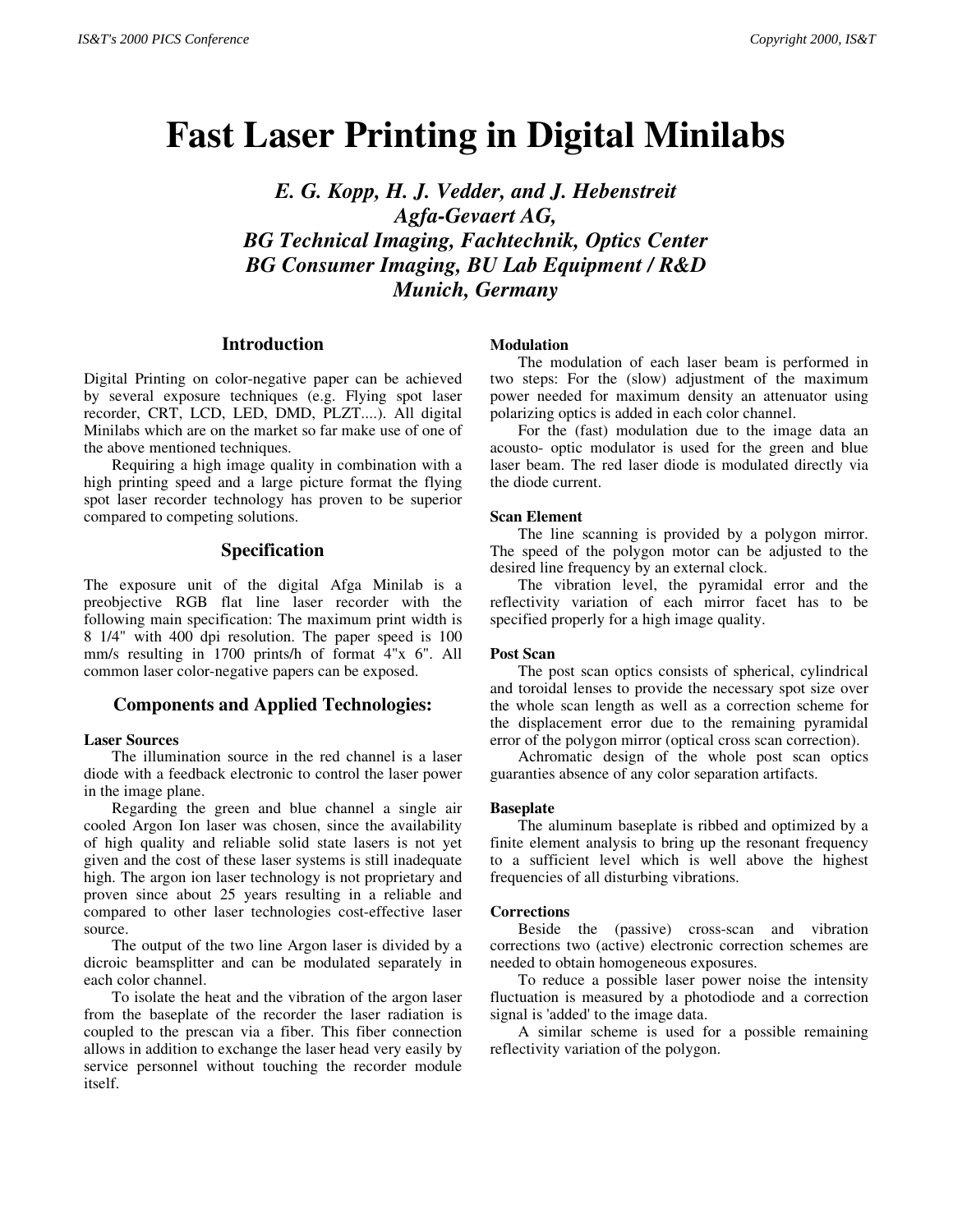# Fast Laser Printing in Digital Minilabs

***E. G. Kopp, H. J. Vedder, and J. Hebenstreit***
***Agfa-Gevaert AG,***
***BG Technical Imaging, Fachtechnik, Optics Center***
***BG Consumer Imaging, BU Lab Equipment / R&D***
***Munich, Germany***

## Introduction

Digital Printing on color-negative paper can be achieved by several exposure techniques (e.g. Flying spot laser recorder, CRT, LCD, LED, DMD, PLZT....). All digital Minilabs which are on the market so far make use of one of the above mentioned techniques.

Requiring a high image quality in combination with a high printing speed and a large picture format the flying spot laser recorder technology has proven to be superior compared to competing solutions.

## Specification

The exposure unit of the digital Afga Minilab is a preobjective RGB flat line laser recorder with the following main specification: The maximum print width is 8 1/4" with 400 dpi resolution. The paper speed is 100 mm/s resulting in 1700 prints/h of format 4"x 6". All common laser color-negative papers can be exposed.

## Components and Applied Technologies:

### Laser Sources

The illumination source in the red channel is a laser diode with a feedback electronic to control the laser power in the image plane.

Regarding the green and blue channel a single air cooled Argon Ion laser was chosen, since the availability of high quality and reliable solid state lasers is not yet given and the cost of these laser systems is still inadequate high. The argon ion laser technology is not proprietary and proven since about 25 years resulting in a reliable and compared to other laser technologies cost-effective laser source.

The output of the two line Argon laser is divided by a dicroic beamsplitter and can be modulated separately in each color channel.

To isolate the heat and the vibration of the argon laser from the baseplate of the recorder the laser radiation is coupled to the prescan via a fiber. This fiber connection allows in addition to exchange the laser head very easily by service personnel without touching the recorder module itself.

### Modulation

The modulation of each laser beam is performed in two steps: For the (slow) adjustment of the maximum power needed for maximum density an attenuator using polarizing optics is added in each color channel.

For the (fast) modulation due to the image data an acousto- optic modulator is used for the green and blue laser beam. The red laser diode is modulated directly via the diode current.

### Scan Element

The line scanning is provided by a polygon mirror. The speed of the polygon motor can be adjusted to the desired line frequency by an external clock.

The vibration level, the pyramidal error and the reflectivity variation of each mirror facet has to be specified properly for a high image quality.

### Post Scan

The post scan optics consists of spherical, cylindrical and toroidal lenses to provide the necessary spot size over the whole scan length as well as a correction scheme for the displacement error due to the remaining pyramidal error of the polygon mirror (optical cross scan correction).

Achromatic design of the whole post scan optics guaranties absence of any color separation artifacts.

### Baseplate

The aluminum baseplate is ribbed and optimized by a finite element analysis to bring up the resonant frequency to a sufficient level which is well above the highest frequencies of all disturbing vibrations.

### Corrections

Beside the (passive) cross-scan and vibration corrections two (active) electronic correction schemes are needed to obtain homogeneous exposures.

To reduce a possible laser power noise the intensity fluctuation is measured by a photodiode and a correction signal is 'added' to the image data.

A similar scheme is used for a possible remaining reflectivity variation of the polygon.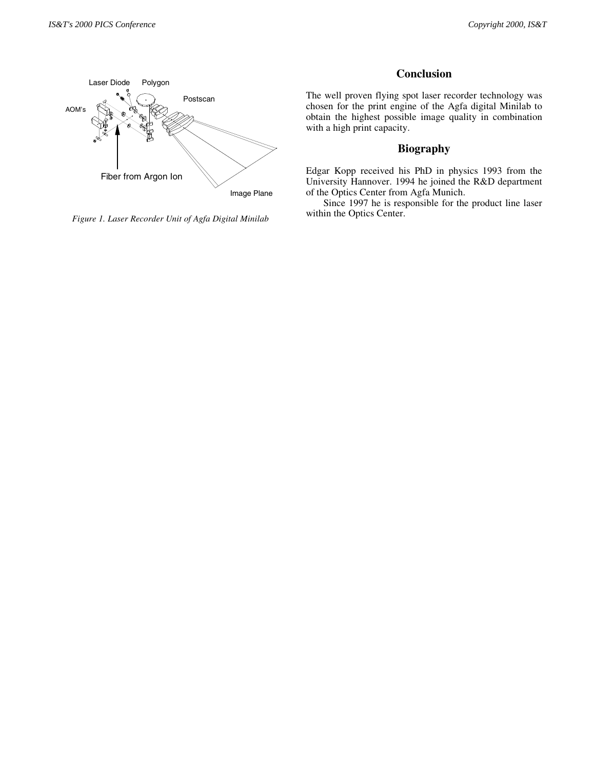Laser Diode

Polygon

Postscan

AOM's

Fiber from Argon Ion

Image Plane

*Figure 1. Laser Recorder Unit of Agfa Digital Minilab*

## Conclusion

The well proven flying spot laser recorder technology was chosen for the print engine of the Agfa digital Minilab to obtain the highest possible image quality in combination with a high print capacity.

## Biography

Edgar Kopp received his PhD in physics 1993 from the University Hannover. 1994 he joined the R&D department of the Optics Center from Agfa Munich.

Since 1997 he is responsible for the product line laser within the Optics Center.